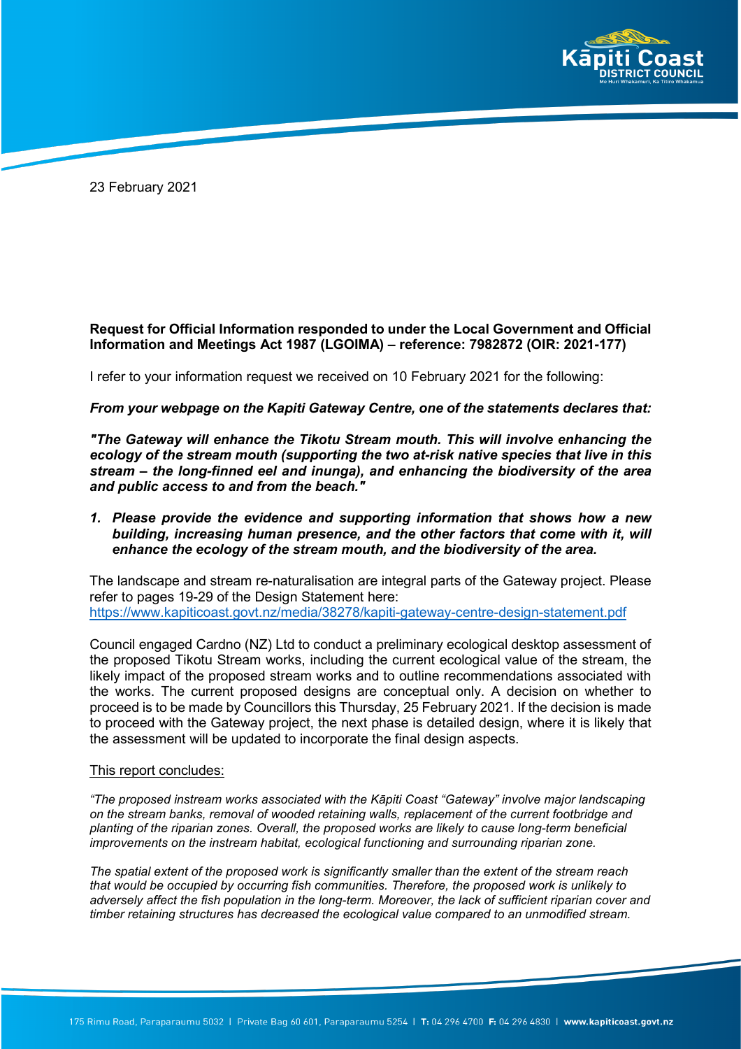23 February 2021

**Request for Official Information responded to under the Local Government and Official Information and Meetings Act 1987 (LGOIMA) – reference: 7982872 (OIR: 2021-177)**

I refer to your information request we received on 10 February 2021 for the following:

***From your webpage on the Kapiti Gateway Centre, one of the statements declares that:***

***"The Gateway will enhance the Tikotu Stream mouth. This will involve enhancing the ecology of the stream mouth (supporting the two at-risk native species that live in this stream – the long-finned eel and inunga), and enhancing the biodiversity of the area and public access to and from the beach."***

1. ***Please provide the evidence and supporting information that shows how a new building, increasing human presence, and the other factors that come with it, will enhance the ecology of the stream mouth, and the biodiversity of the area.***

The landscape and stream re-naturalisation are integral parts of the Gateway project. Please refer to pages 19-29 of the Design Statement here:
https://www.kapiticoast.govt.nz/media/38278/kapiti-gateway-centre-design-statement.pdf

Council engaged Cardno (NZ) Ltd to conduct a preliminary ecological desktop assessment of the proposed Tikotu Stream works, including the current ecological value of the stream, the likely impact of the proposed stream works and to outline recommendations associated with the works. The current proposed designs are conceptual only. A decision on whether to proceed is to be made by Councillors this Thursday, 25 February 2021. If the decision is made to proceed with the Gateway project, the next phase is detailed design, where it is likely that the assessment will be updated to incorporate the final design aspects.

This report concludes:

*"The proposed instream works associated with the Kāpiti Coast "Gateway" involve major landscaping on the stream banks, removal of wooded retaining walls, replacement of the current footbridge and planting of the riparian zones. Overall, the proposed works are likely to cause long-term beneficial improvements on the instream habitat, ecological functioning and surrounding riparian zone.*

*The spatial extent of the proposed work is significantly smaller than the extent of the stream reach that would be occupied by occurring fish communities. Therefore, the proposed work is unlikely to adversely affect the fish population in the long-term. Moreover, the lack of sufficient riparian cover and timber retaining structures has decreased the ecological value compared to an unmodified stream.*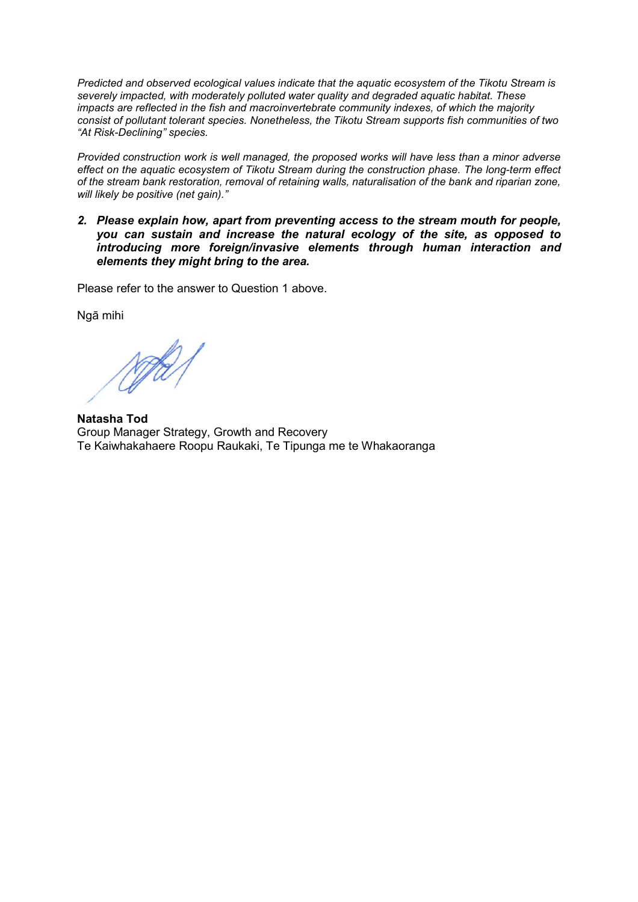*Predicted and observed ecological values indicate that the aquatic ecosystem of the Tikotu Stream is severely impacted, with moderately polluted water quality and degraded aquatic habitat. These impacts are reflected in the fish and macroinvertebrate community indexes, of which the majority consist of pollutant tolerant species. Nonetheless, the Tikotu Stream supports fish communities of two "At Risk-Declining" species.*

*Provided construction work is well managed, the proposed works will have less than a minor adverse effect on the aquatic ecosystem of Tikotu during the construction phase. The long-term effect of the stream bank restoration, removal of retaining walls, naturalisation of the bank and riparian zone, will likely be positive (net gain)."*

2. ***Please explain how, apart from preventing access to the stream mouth for people, you can sustain and increase the natural ecology of the site, as opposed to introducing more foreign/invasive elements through human interaction and elements they might bring to the area.***

Please refer to the answer to Question 1 above.

Ngā mihi

**Natasha Tod**
Group Manager Strategy, Growth and Recovery
Te Kaiwhakahaere Roopu Raukaki, Te Tipunga me te Whakaoranga